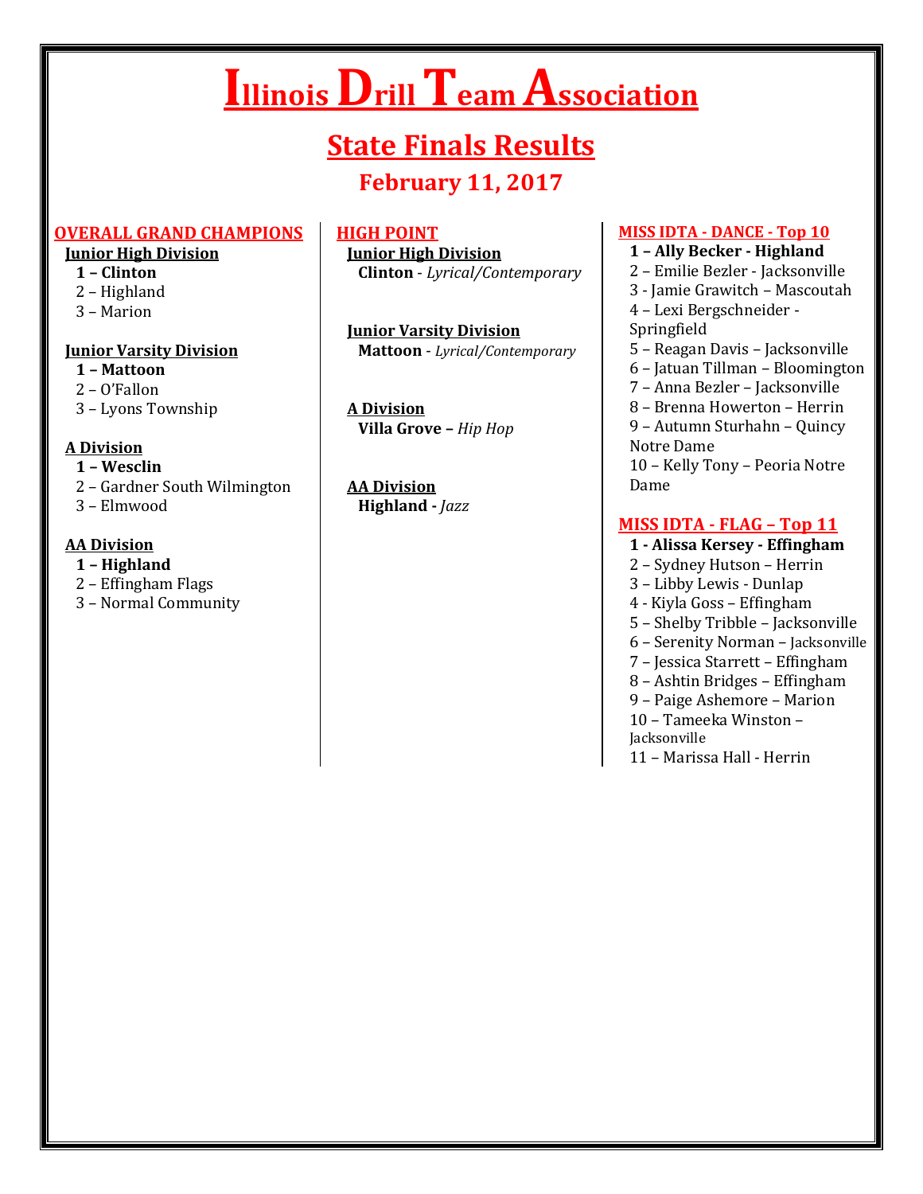# Illinois Drill Team Association

## State Finals Results

### February 11, 2017

### OVERALL GRAND CHAMPIONS

**Junior High Division**

**1 – Clinton**
2 – Highland
3 – Marion

**Junior Varsity Division**

**1 – Mattoon**
2 – O'Fallon
3 – Lyons Township

**A Division**

**1 – Wesclin**
2 – Gardner South Wilmington
3 – Elmwood

**AA Division**

**1 – Highland**
2 – Effingham Flags
3 – Normal Community

### HIGH POINT

**Junior High Division**

**Clinton** - *Lyrical/Contemporary*

**Junior Varsity Division**

**Mattoon** - *Lyrical/Contemporary*

**A Division**

**Villa Grove –** *Hip Hop*

**AA Division**

**Highland** - *Jazz*

### MISS IDTA - DANCE - Top 10

**1 – Ally Becker - Highland**
2 – Emilie Bezler - Jacksonville
3 - Jamie Grawitch – Mascoutah
4 – Lexi Bergschneider - Springfield
5 – Reagan Davis – Jacksonville
6 – Jatuan Tillman – Bloomington
7 – Anna Bezler – Jacksonville
8 – Brenna Howerton – Herrin
9 – Autumn Sturhahn – Quincy Notre Dame
10 – Kelly Tony – Peoria Notre Dame

### MISS IDTA - FLAG – Top 11

**1 - Alissa Kersey - Effingham**
2 – Sydney Hutson – Herrin
3 – Libby Lewis - Dunlap
4 - Kiyla Goss – Effingham
5 – Shelby Tribble – Jacksonville
6 – Serenity Norman – Jacksonville
7 – Jessica Starrett – Effingham
8 – Ashtin Bridges – Effingham
9 – Paige Ashemore – Marion
10 – Tameeka Winston – Jacksonville
11 – Marissa Hall - Herrin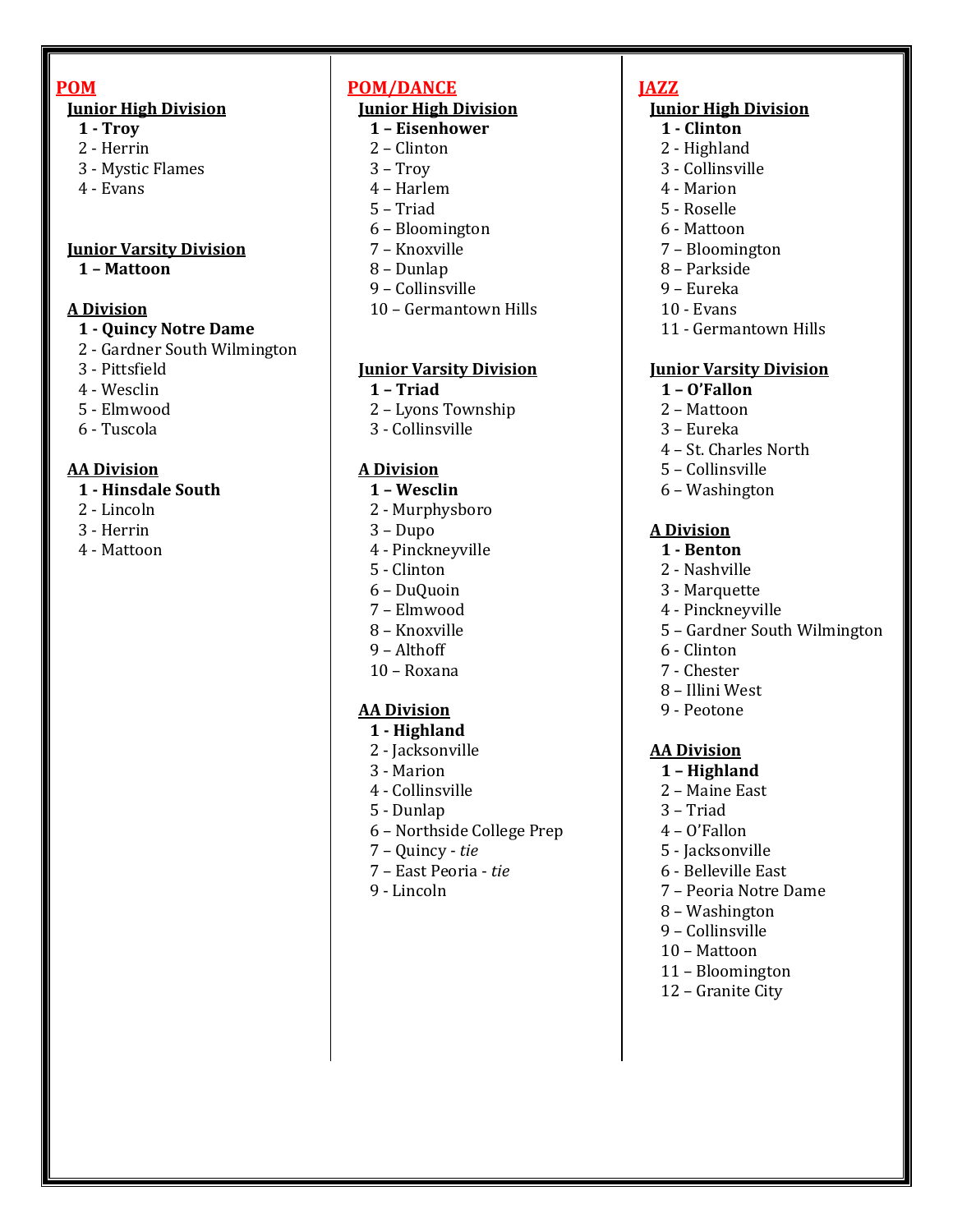## POM

### Junior High Division

**1 - Troy**
2 - Herrin
3 - Mystic Flames
4 - Evans

### Junior Varsity Division

**1 – Mattoon**

### A Division

**1 - Quincy Notre Dame**
2 - Gardner South Wilmington
3 - Pittsfield
4 - Wesclin
5 - Elmwood
6 - Tuscola

### AA Division

**1 - Hinsdale South**
2 - Lincoln
3 - Herrin
4 - Mattoon

## POM/DANCE

### Junior High Division

**1 – Eisenhower**
2 – Clinton
3 – Troy
4 – Harlem
5 – Triad
6 – Bloomington
7 – Knoxville
8 – Dunlap
9 – Collinsville
10 – Germantown Hills

### Junior Varsity Division

**1 – Triad**
2 – Lyons Township
3 - Collinsville

### A Division

**1 – Wesclin**
2 - Murphysboro
3 – Dupo
4 - Pinckneyville
5 - Clinton
6 – DuQuoin
7 – Elmwood
8 – Knoxville
9 – Althoff
10 – Roxana

### AA Division

**1 - Highland**
2 - Jacksonville
3 - Marion
4 - Collinsville
5 - Dunlap
6 – Northside College Prep
7 – Quincy - *tie*
7 – East Peoria - *tie*
9 - Lincoln

## JAZZ

### Junior High Division

**1 - Clinton**
2 - Highland
3 - Collinsville
4 - Marion
5 - Roselle
6 - Mattoon
7 – Bloomington
8 – Parkside
9 – Eureka
10 - Evans
11 - Germantown Hills

### Junior Varsity Division

**1 – O'Fallon**
2 – Mattoon
3 – Eureka
4 – St. Charles North
5 – Collinsville
6 – Washington

### A Division

**1 - Benton**
2 - Nashville
3 - Marquette
4 - Pinckneyville
5 – Gardner South Wilmington
6 - Clinton
7 - Chester
8 – Illini West
9 - Peotone

### AA Division

**1 – Highland**
2 – Maine East
3 – Triad
4 – O'Fallon
5 - Jacksonville
6 - Belleville East
7 – Peoria Notre Dame
8 – Washington
9 – Collinsville
10 – Mattoon
11 – Bloomington
12 – Granite City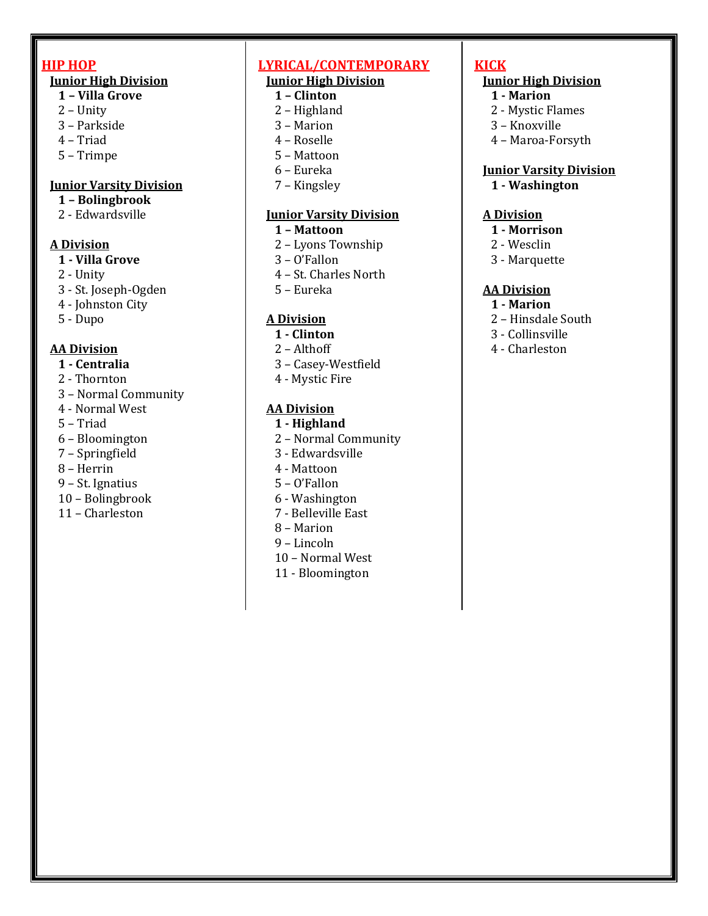## HIP HOP

### Junior High Division

**1 – Villa Grove**
2 – Unity
3 – Parkside
4 – Triad
5 – Trimpe

### Junior Varsity Division

**1 – Bolingbrook**
2 - Edwardsville

### A Division

**1 - Villa Grove**
2 - Unity
3 - St. Joseph-Ogden
4 - Johnston City
5 - Dupo

### AA Division

**1 - Centralia**
2 - Thornton
3 – Normal Community
4 - Normal West
5 – Triad
6 – Bloomington
7 – Springfield
8 – Herrin
9 – St. Ignatius
10 – Bolingbrook
11 – Charleston

## LYRICAL/CONTEMPORARY

### Junior High Division

**1 – Clinton**
2 – Highland
3 – Marion
4 – Roselle
5 – Mattoon
6 – Eureka
7 – Kingsley

### Junior Varsity Division

**1 – Mattoon**
2 – Lyons Township
3 – O'Fallon
4 – St. Charles North
5 – Eureka

### A Division

**1 - Clinton**
2 – Althoff
3 – Casey-Westfield
4 - Mystic Fire

### AA Division

**1 - Highland**
2 – Normal Community
3 - Edwardsville
4 - Mattoon
5 – O'Fallon
6 - Washington
7 - Belleville East
8 – Marion
9 – Lincoln
10 – Normal West
11 - Bloomington

## KICK

### Junior High Division

**1 - Marion**
2 - Mystic Flames
3 – Knoxville
4 – Maroa-Forsyth

### Junior Varsity Division

**1 - Washington**

### A Division

**1 - Morrison**
2 - Wesclin
3 - Marquette

### AA Division

**1 - Marion**
2 – Hinsdale South
3 - Collinsville
4 - Charleston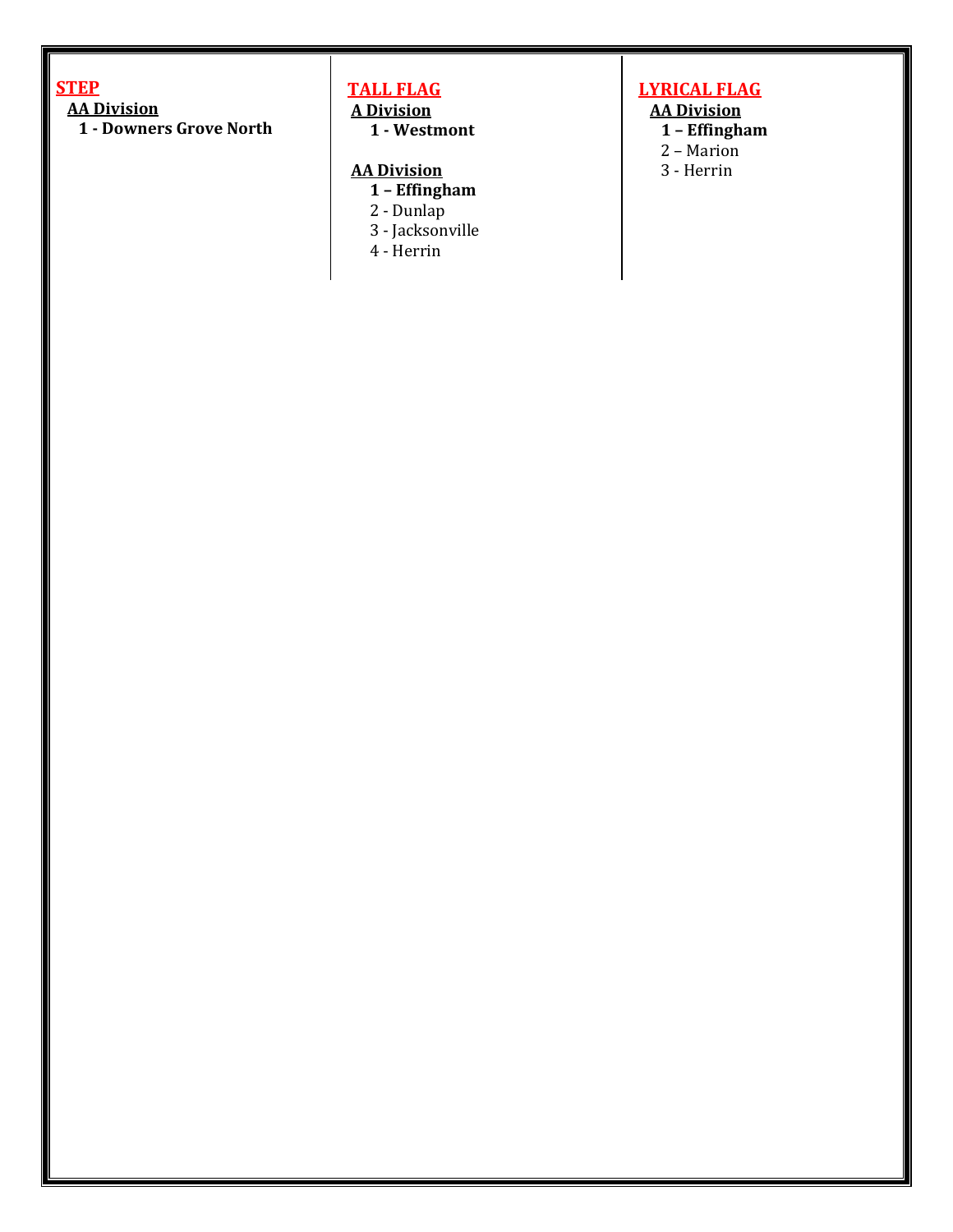## STEP

**AA Division**

**1 - Downers Grove North**

## TALL FLAG

**A Division**

**1 - Westmont**

**AA Division**

**1 – Effingham**

2 - Dunlap

3 - Jacksonville

4 - Herrin

## LYRICAL FLAG

**AA Division**

**1 – Effingham**

2 – Marion

3 - Herrin